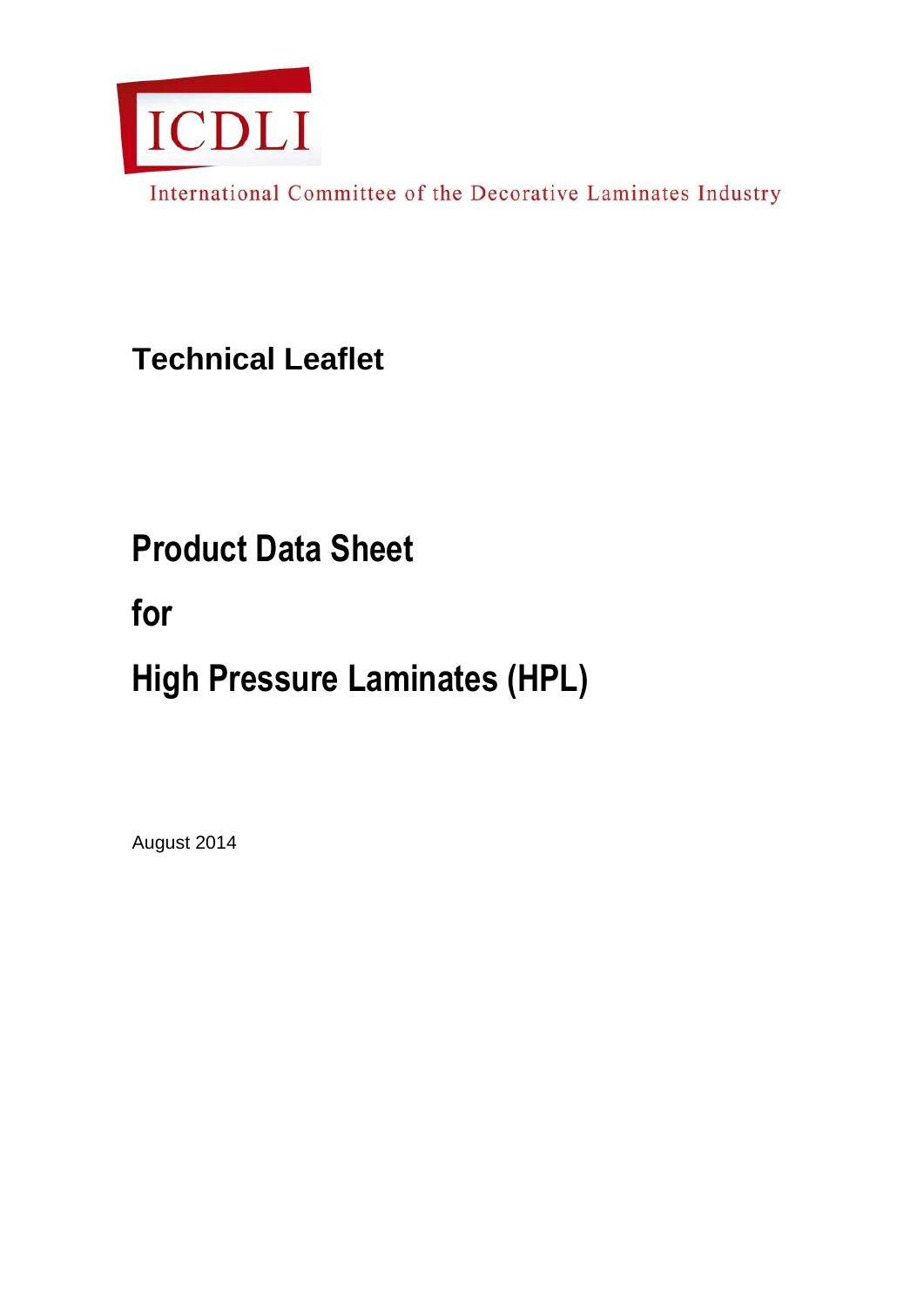ICDLI

International Committee of the Decorative Laminates Industry

**Technical Leaflet**

# Product Data Sheet

# for

# High Pressure Laminates (HPL)

August 2014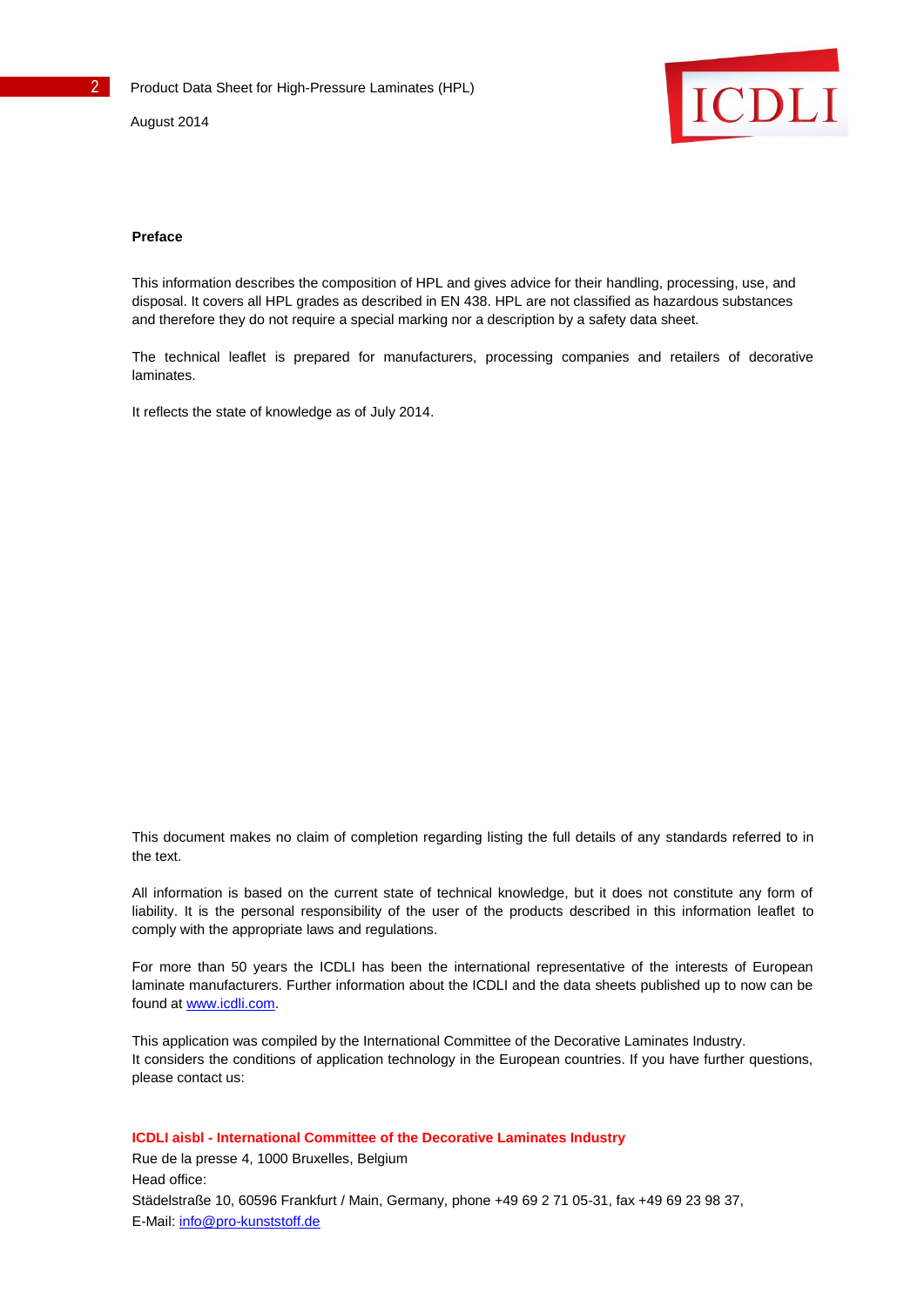## Preface

This information describes the composition of HPL and gives advice for their handling, processing, use, and disposal. It covers all HPL grades as described in EN 438. HPL are not classified as hazardous substances and therefore they do not require a special marking nor a description by a safety data sheet.

The technical leaflet is prepared for manufacturers, processing companies and retailers of decorative laminates.

It reflects the state of knowledge as of July 2014.

This document makes no claim of completion regarding listing the full details of any standards referred to in the text.

All information is based on the current state of technical knowledge, but it does not constitute any form of liability. It is the personal responsibility of the user of the products described in this information leaflet to comply with the appropriate laws and regulations.

For more than 50 years the ICDLI has been the international representative of the interests of European laminate manufacturers. Further information about the ICDLI and the data sheets published up to now can be found at www.icdli.com.

This application was compiled by the International Committee of the Decorative Laminates Industry.
It considers the conditions of application technology in the European countries. If you have further questions, please contact us:

**ICDLI aisbl - International Committee of the Decorative Laminates Industry**
Rue de la presse 4, 1000 Bruxelles, Belgium
Head office:
Städelstraße 10, 60596 Frankfurt / Main, Germany, phone +49 69 2 71 05-31, fax +49 69 23 98 37,
E-Mail: info@pro-kunststoff.de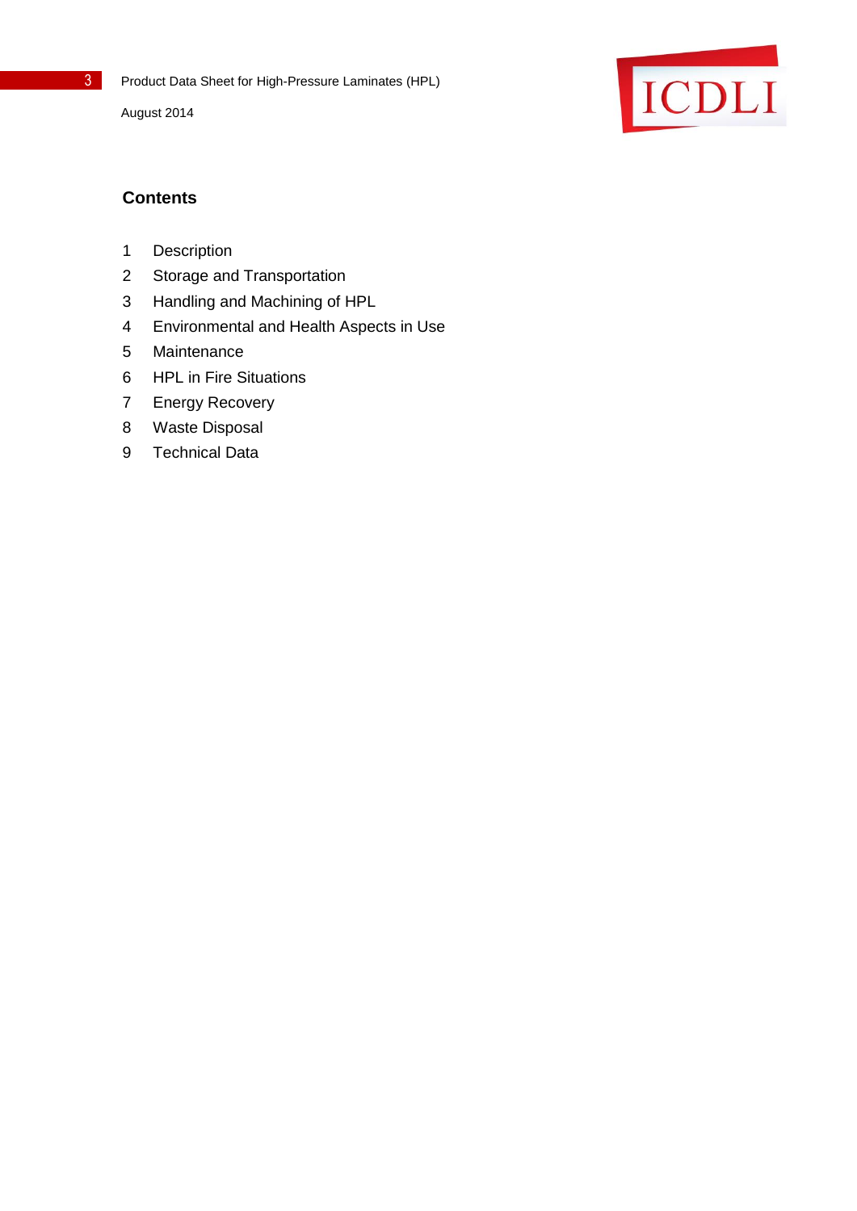## Contents

1 Description
2 Storage and Transportation
3 Handling and Machining of HPL
4 Environmental and Health Aspects in Use
5 Maintenance
6 HPL in Fire Situations
7 Energy Recovery
8 Waste Disposal
9 Technical Data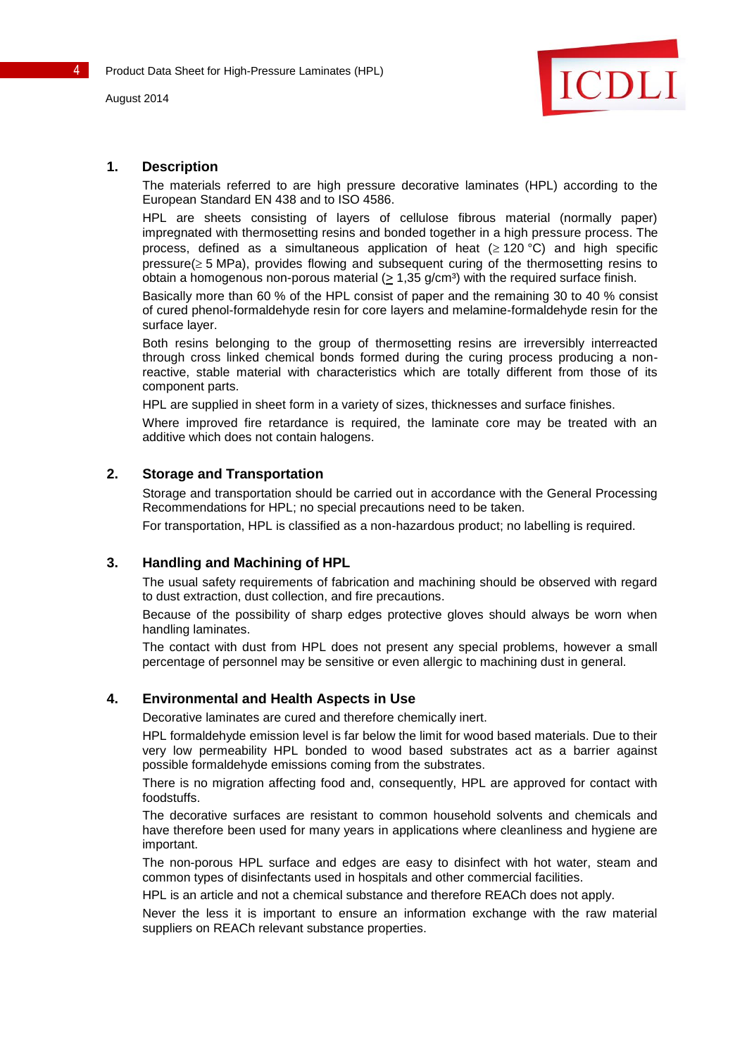## 1. Description

The materials referred to are high pressure decorative laminates (HPL) according to the European Standard EN 438 and to ISO 4586.

HPL are sheets consisting of layers of cellulose fibrous material (normally paper) impregnated with thermosetting resins and bonded together in a high pressure process. The process, defined as a simultaneous application of heat ($\geq$ 120 °C) and high specific pressure($\geq$ 5 MPa), provides flowing and subsequent curing of the thermosetting resins to obtain a homogenous non-porous material ($\geq$ 1,35 g/cm³) with the required surface finish.

Basically more than 60 % of the HPL consist of paper and the remaining 30 to 40 % consist of cured phenol-formaldehyde resin for core layers and melamine-formaldehyde resin for the surface layer.

Both resins belonging to the group of thermosetting resins are irreversibly interreacted through cross linked chemical bonds formed during the curing process producing a non-reactive, stable material with characteristics which are totally different from those of its component parts.

HPL are supplied in sheet form in a variety of sizes, thicknesses and surface finishes.

Where improved fire retardance is required, the laminate core may be treated with an additive which does not contain halogens.

## 2. Storage and Transportation

Storage and transportation should be carried out in accordance with the General Processing Recommendations for HPL; no special precautions need to be taken.

For transportation, HPL is classified as a non-hazardous product; no labelling is required.

## 3. Handling and Machining of HPL

The usual safety requirements of fabrication and machining should be observed with regard to dust extraction, dust collection, and fire precautions.

Because of the possibility of sharp edges protective gloves should always be worn when handling laminates.

The contact with dust from HPL does not present any special problems, however a small percentage of personnel may be sensitive or even allergic to machining dust in general.

## 4. Environmental and Health Aspects in Use

Decorative laminates are cured and therefore chemically inert.

HPL formaldehyde emission level is far below the limit for wood based materials. Due to their very low permeability HPL bonded to wood based substrates act as a barrier against possible formaldehyde emissions coming from the substrates.

There is no migration affecting food and, consequently, HPL are approved for contact with foodstuffs.

The decorative surfaces are resistant to common household solvents and chemicals and have therefore been used for many years in applications where cleanliness and hygiene are important.

The non-porous HPL surface and edges are easy to disinfect with hot water, steam and common types of disinfectants used in hospitals and other commercial facilities.

HPL is an article and not a chemical substance and therefore REACh does not apply.

Never the less it is important to ensure an information exchange with the raw material suppliers on REACh relevant substance properties.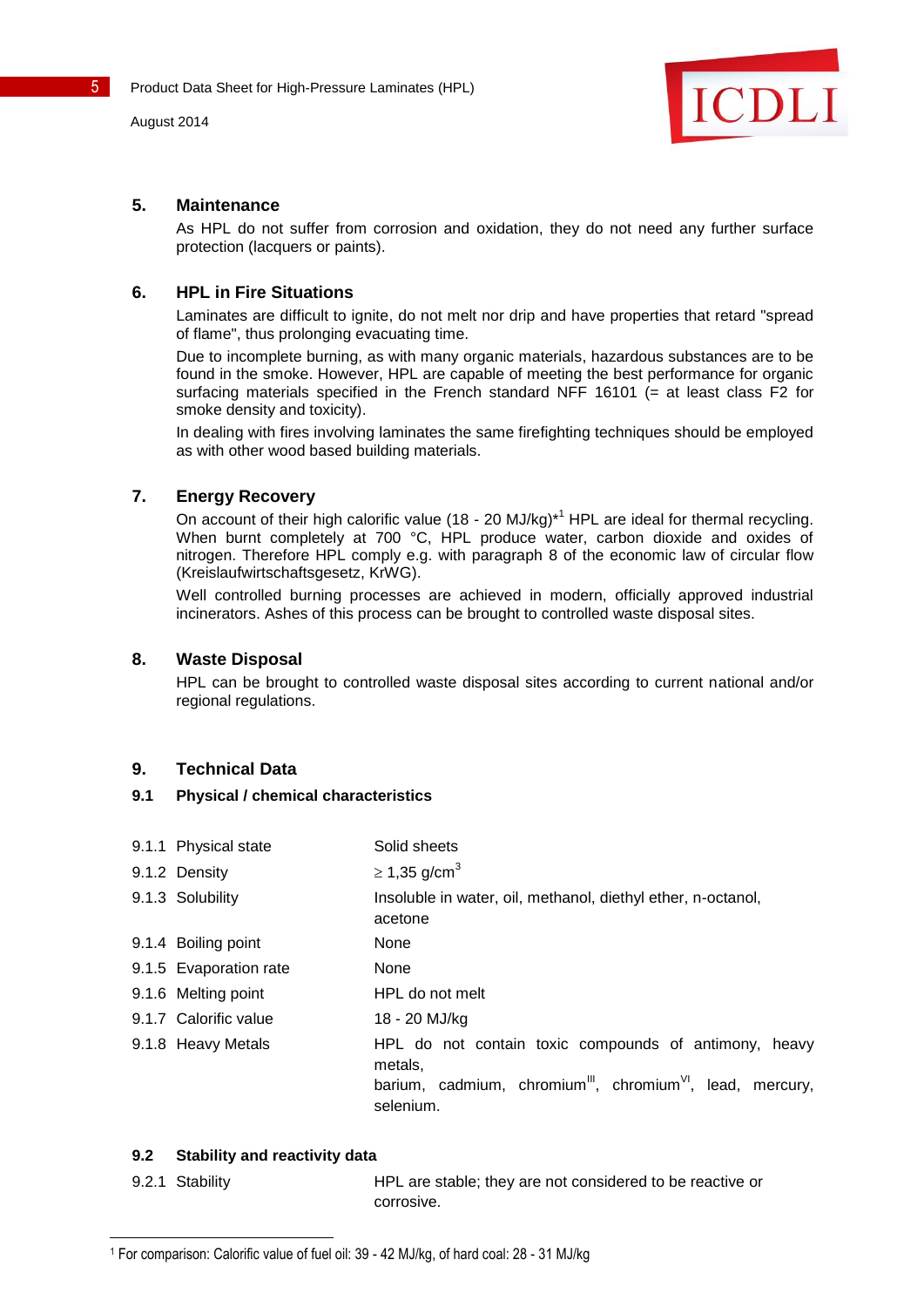## 5. Maintenance

As HPL do not suffer from corrosion and oxidation, they do not need any further surface protection (lacquers or paints).

## 6. HPL in Fire Situations

Laminates are difficult to ignite, do not melt nor drip and have properties that retard "spread of flame", thus prolonging evacuating time.

Due to incomplete burning, as with many organic materials, hazardous substances are to be found in the smoke. However, HPL are capable of meeting the best performance for organic surfacing materials specified in the French standard NFF 16101 (= at least class F2 for smoke density and toxicity).

In dealing with fires involving laminates the same firefighting techniques should be employed as with other wood based building materials.

## 7. Energy Recovery

On account of their high calorific value (18 - 20 MJ/kg)*[1] HPL are ideal for thermal recycling. When burnt completely at 700 °C, HPL produce water, carbon dioxide and oxides of nitrogen. Therefore HPL comply e.g. with paragraph 8 of the economic law of circular flow (Kreislaufwirtschaftsgesetz, KrWG).

Well controlled burning processes are achieved in modern, officially approved industrial incinerators. Ashes of this process can be brought to controlled waste disposal sites.

## 8. Waste Disposal

HPL can be brought to controlled waste disposal sites according to current national and/or regional regulations.

## 9. Technical Data

### 9.1 Physical / chemical characteristics

| | |
|---|---|
| 9.1.1 Physical state | Solid sheets |
| 9.1.2 Density | $\geq$ 1,35 g/cm$^3$ |
| 9.1.3 Solubility | Insoluble in water, oil, methanol, diethyl ether, n-octanol, acetone |
| 9.1.4 Boiling point | None |
| 9.1.5 Evaporation rate | None |
| 9.1.6 Melting point | HPL do not melt |
| 9.1.7 Calorific value | 18 - 20 MJ/kg |
| 9.1.8 Heavy Metals | HPL do not contain toxic compounds of antimony, heavy metals, barium, cadmium, chromium$^{III}$, chromium$^{VI}$, lead, mercury, selenium. |

### 9.2 Stability and reactivity data

| | |
|---|---|
| 9.2.1 Stability | HPL are stable; they are not considered to be reactive or corrosive. |

[1] For comparison: Calorific value of fuel oil: 39 - 42 MJ/kg, of hard coal: 28 - 31 MJ/kg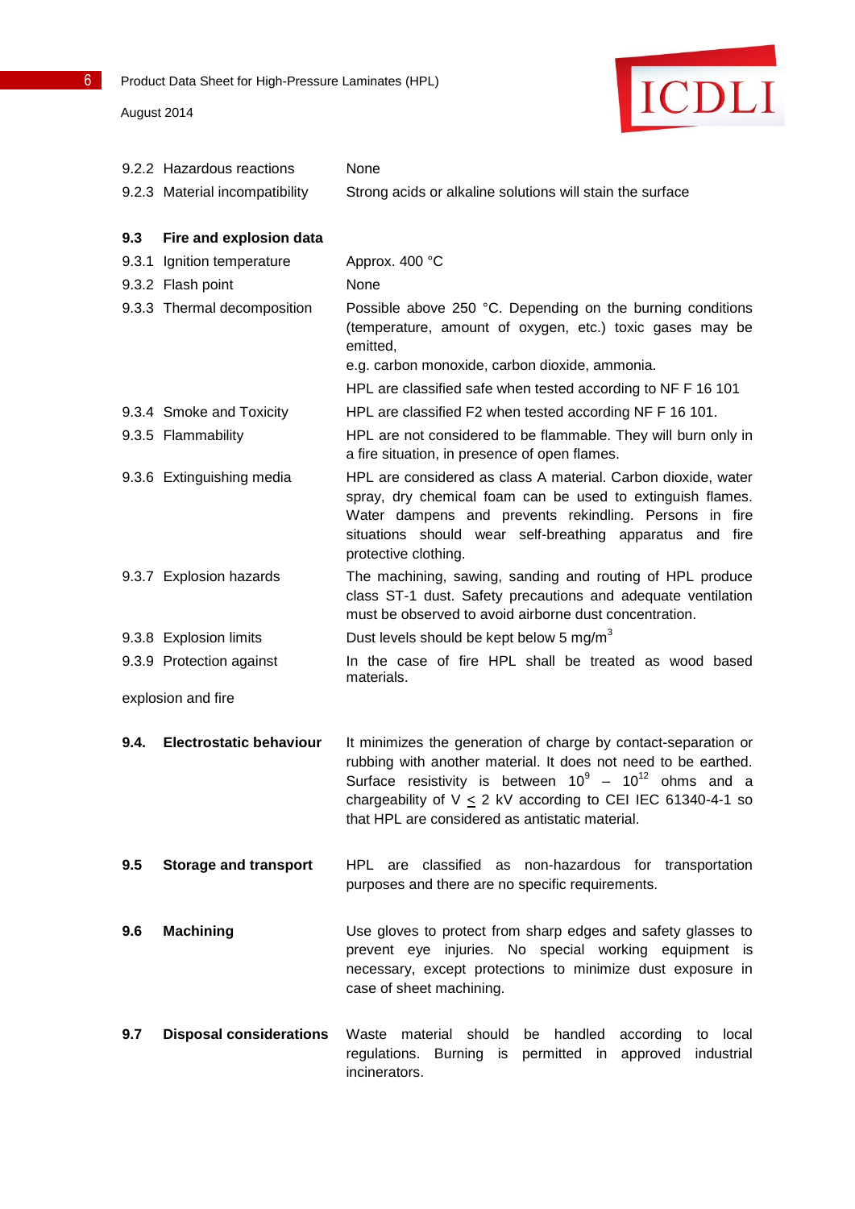| | |
|---|---|
| 9.2.2 Hazardous reactions | None |
| 9.2.3 Material incompatibility | Strong acids or alkaline solutions will stain the surface |

### 9.3 Fire and explosion data

| | |
|---|---|
| 9.3.1 Ignition temperature | Approx. 400 °C |
| 9.3.2 Flash point | None |
| 9.3.3 Thermal decomposition | Possible above 250 °C. Depending on the burning conditions (temperature, amount of oxygen, etc.) toxic gases may be emitted, e.g. carbon monoxide, carbon dioxide, ammonia. HPL are classified safe when tested according to NF F 16 101 |
| 9.3.4 Smoke and Toxicity | HPL are classified F2 when tested according NF F 16 101. |
| 9.3.5 Flammability | HPL are not considered to be flammable. They will burn only in a fire situation, in presence of open flames. |
| 9.3.6 Extinguishing media | HPL are considered as class A material. Carbon dioxide, water spray, dry chemical foam can be used to extinguish flames. Water dampens and prevents rekindling. Persons in fire situations should wear self-breathing apparatus and fire protective clothing. |
| 9.3.7 Explosion hazards | The machining, sawing, sanding and routing of HPL produce class ST-1 dust. Safety precautions and adequate ventilation must be observed to avoid airborne dust concentration. |
| 9.3.8 Explosion limits | Dust levels should be kept below 5 mg/m$^3$ |
| 9.3.9 Protection against explosion and fire | In the case of fire HPL shall be treated as wood based materials. |

| | |
|---|---|
| **9.4. Electrostatic behaviour** | It minimizes the generation of charge by contact-separation or rubbing with another material. It does not need to be earthed. Surface resistivity is between $10^9$ – $10^{12}$ ohms and a chargeability of V $\leq$ 2 kV according to CEI IEC 61340-4-1 so that HPL are considered as antistatic material. |
| **9.5 Storage and transport** | HPL are classified as non-hazardous for transportation purposes and there are no specific requirements. |
| **9.6 Machining** | Use gloves to protect from sharp edges and safety glasses to prevent eye injuries. No special working equipment is necessary, except protections to minimize dust exposure in case of sheet machining. |
| **9.7 Disposal considerations** | Waste material should be handled according to local regulations. Burning is permitted in approved industrial incinerators. |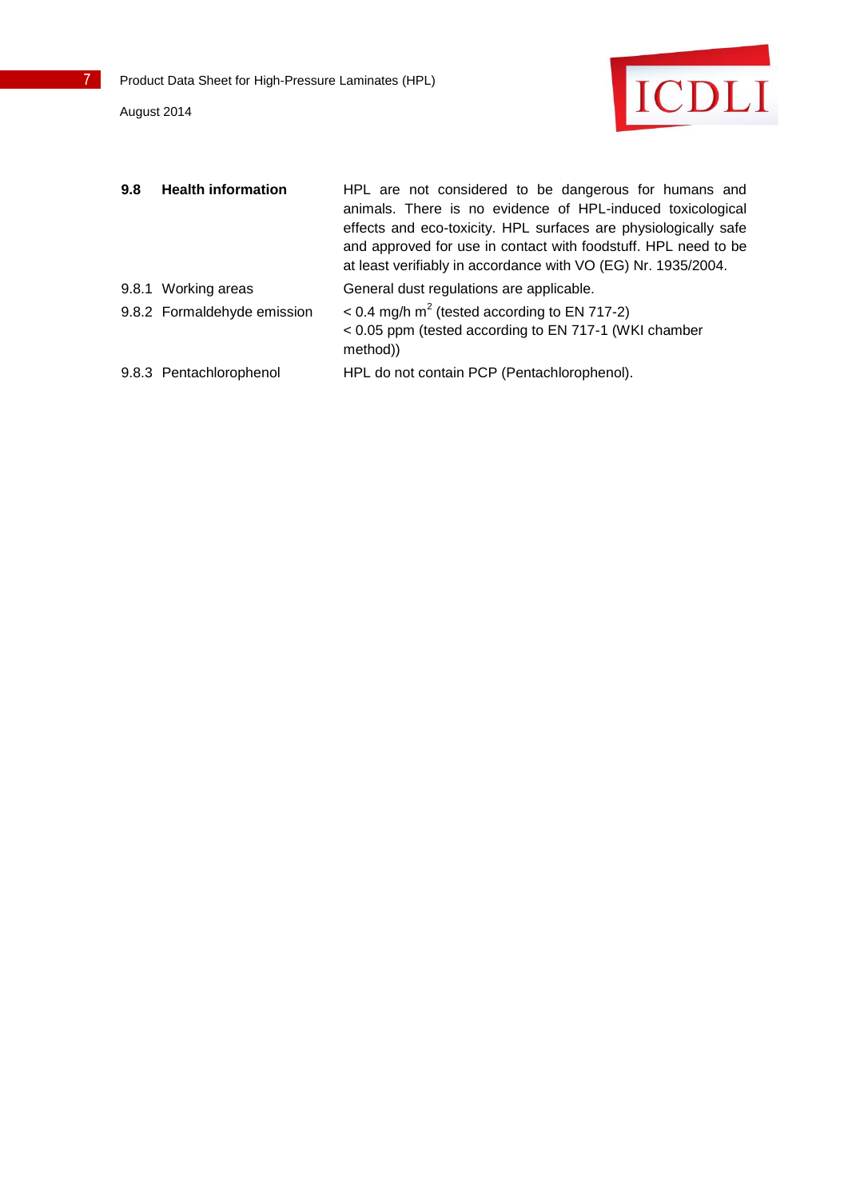| | |
|---|---|
| **9.8 Health information** | HPL are not considered to be dangerous for humans and animals. There is no evidence of HPL-induced toxicological effects and eco-toxicity. HPL surfaces are physiologically safe and approved for use in contact with foodstuff. HPL need to be at least verifiably in accordance with VO (EG) Nr. 1935/2004. |
| 9.8.1 Working areas | General dust regulations are applicable. |
| 9.8.2 Formaldehyde emission | < 0.4 mg/h $m^2$ (tested according to EN 717-2)<br>< 0.05 ppm (tested according to EN 717-1 (WKI chamber method)) |
| 9.8.3 Pentachlorophenol | HPL do not contain PCP (Pentachlorophenol). |